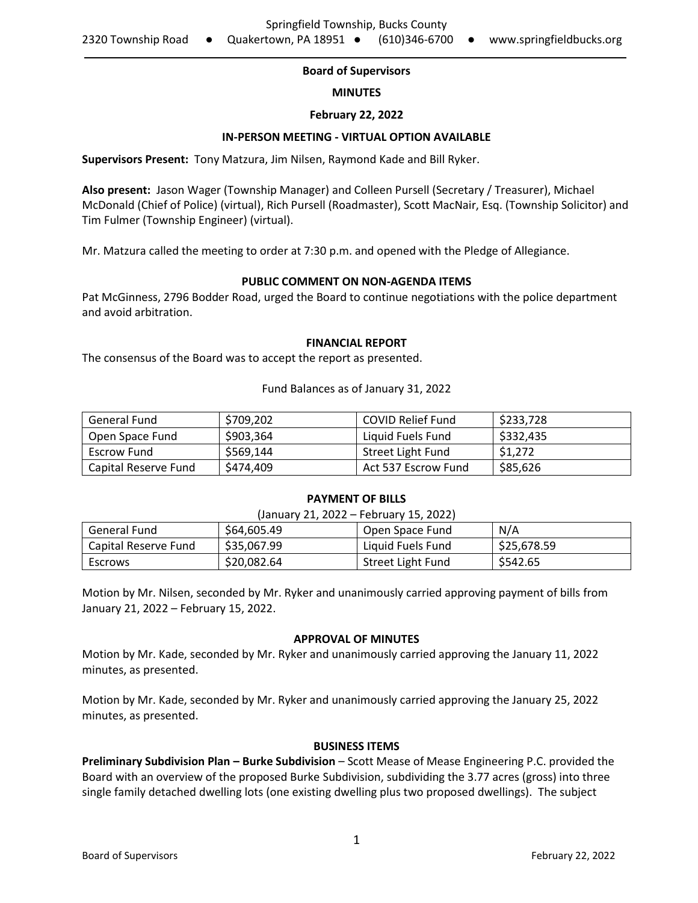Springfield Township, Bucks County
2320 Township Road ● Quakertown, PA 18951 ● (610)346-6700 ● www.springfieldbucks.org

**Board of Supervisors**

**MINUTES**

**February 22, 2022**

**IN-PERSON MEETING - VIRTUAL OPTION AVAILABLE**

**Supervisors Present:** Tony Matzura, Jim Nilsen, Raymond Kade and Bill Ryker.

**Also present:** Jason Wager (Township Manager) and Colleen Pursell (Secretary / Treasurer), Michael McDonald (Chief of Police) (virtual), Rich Pursell (Roadmaster), Scott MacNair, Esq. (Township Solicitor) and Tim Fulmer (Township Engineer) (virtual).

Mr. Matzura called the meeting to order at 7:30 p.m. and opened with the Pledge of Allegiance.

**PUBLIC COMMENT ON NON-AGENDA ITEMS**

Pat McGinness, 2796 Bodder Road, urged the Board to continue negotiations with the police department and avoid arbitration.

**FINANCIAL REPORT**

The consensus of the Board was to accept the report as presented.

Fund Balances as of January 31, 2022

| General Fund | $709,202 | COVID Relief Fund | $233,728 |
|---|---|---|---|
| Open Space Fund | $903,364 | Liquid Fuels Fund | $332,435 |
| Escrow Fund | $569,144 | Street Light Fund | $1,272 |
| Capital Reserve Fund | $474,409 | Act 537 Escrow Fund | $85,626 |

**PAYMENT OF BILLS**

(January 21, 2022 – February 15, 2022)

| General Fund | $64,605.49 | Open Space Fund | N/A |
|---|---|---|---|
| Capital Reserve Fund | $35,067.99 | Liquid Fuels Fund | $25,678.59 |
| Escrows | $20,082.64 | Street Light Fund | $542.65 |

Motion by Mr. Nilsen, seconded by Mr. Ryker and unanimously carried approving payment of bills from January 21, 2022 – February 15, 2022.

**APPROVAL OF MINUTES**

Motion by Mr. Kade, seconded by Mr. Ryker and unanimously carried approving the January 11, 2022 minutes, as presented.

Motion by Mr. Kade, seconded by Mr. Ryker and unanimously carried approving the January 25, 2022 minutes, as presented.

**BUSINESS ITEMS**

**Preliminary Subdivision Plan – Burke Subdivision** – Scott Mease of Mease Engineering P.C. provided the Board with an overview of the proposed Burke Subdivision, subdividing the 3.77 acres (gross) into three single family detached dwelling lots (one existing dwelling plus two proposed dwellings). The subject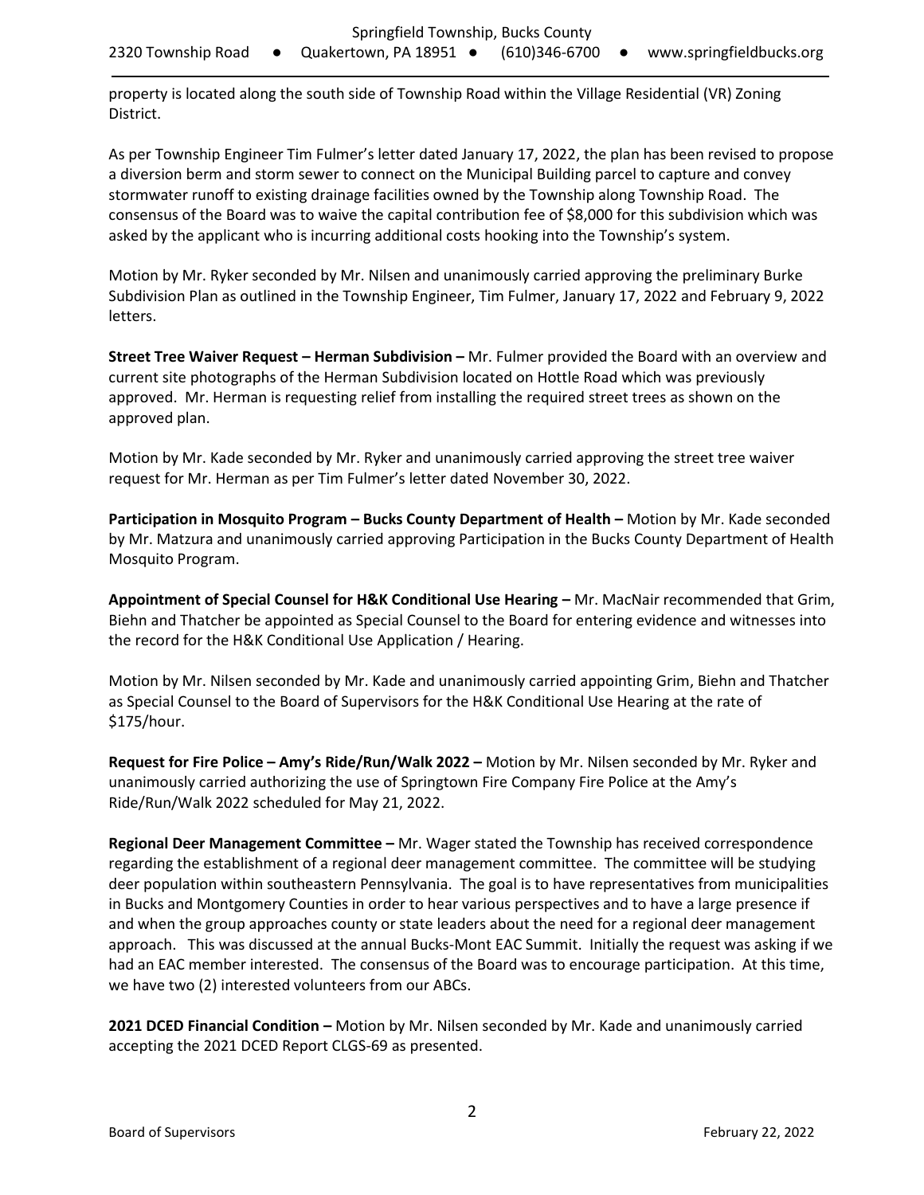property is located along the south side of Township Road within the Village Residential (VR) Zoning District.

As per Township Engineer Tim Fulmer's letter dated January 17, 2022, the plan has been revised to propose a diversion berm and storm sewer to connect on the Municipal Building parcel to capture and convey stormwater runoff to existing drainage facilities owned by the Township along Township Road. The consensus of the Board was to waive the capital contribution fee of $8,000 for this subdivision which was asked by the applicant who is incurring additional costs hooking into the Township's system.

Motion by Mr. Ryker seconded by Mr. Nilsen and unanimously carried approving the preliminary Burke Subdivision Plan as outlined in the Township Engineer, Tim Fulmer, January 17, 2022 and February 9, 2022 letters.

**Street Tree Waiver Request – Herman Subdivision –** Mr. Fulmer provided the Board with an overview and current site photographs of the Herman Subdivision located on Hottle Road which was previously approved. Mr. Herman is requesting relief from installing the required street trees as shown on the approved plan.

Motion by Mr. Kade seconded by Mr. Ryker and unanimously carried approving the street tree waiver request for Mr. Herman as per Tim Fulmer's letter dated November 30, 2022.

**Participation in Mosquito Program – Bucks County Department of Health –** Motion by Mr. Kade seconded by Mr. Matzura and unanimously carried approving Participation in the Bucks County Department of Health Mosquito Program.

**Appointment of Special Counsel for H&K Conditional Use Hearing –** Mr. MacNair recommended that Grim, Biehn and Thatcher be appointed as Special Counsel to the Board for entering evidence and witnesses into the record for the H&K Conditional Use Application / Hearing.

Motion by Mr. Nilsen seconded by Mr. Kade and unanimously carried appointing Grim, Biehn and Thatcher as Special Counsel to the Board of Supervisors for the H&K Conditional Use Hearing at the rate of $175/hour.

**Request for Fire Police – Amy's Ride/Run/Walk 2022 –** Motion by Mr. Nilsen seconded by Mr. Ryker and unanimously carried authorizing the use of Springtown Fire Company Fire Police at the Amy's Ride/Run/Walk 2022 scheduled for May 21, 2022.

**Regional Deer Management Committee –** Mr. Wager stated the Township has received correspondence regarding the establishment of a regional deer management committee. The committee will be studying deer population within southeastern Pennsylvania. The goal is to have representatives from municipalities in Bucks and Montgomery Counties in order to hear various perspectives and to have a large presence if and when the group approaches county or state leaders about the need for a regional deer management approach. This was discussed at the annual Bucks-Mont EAC Summit. Initially the request was asking if we had an EAC member interested. The consensus of the Board was to encourage participation. At this time, we have two (2) interested volunteers from our ABCs.

**2021 DCED Financial Condition –** Motion by Mr. Nilsen seconded by Mr. Kade and unanimously carried accepting the 2021 DCED Report CLGS-69 as presented.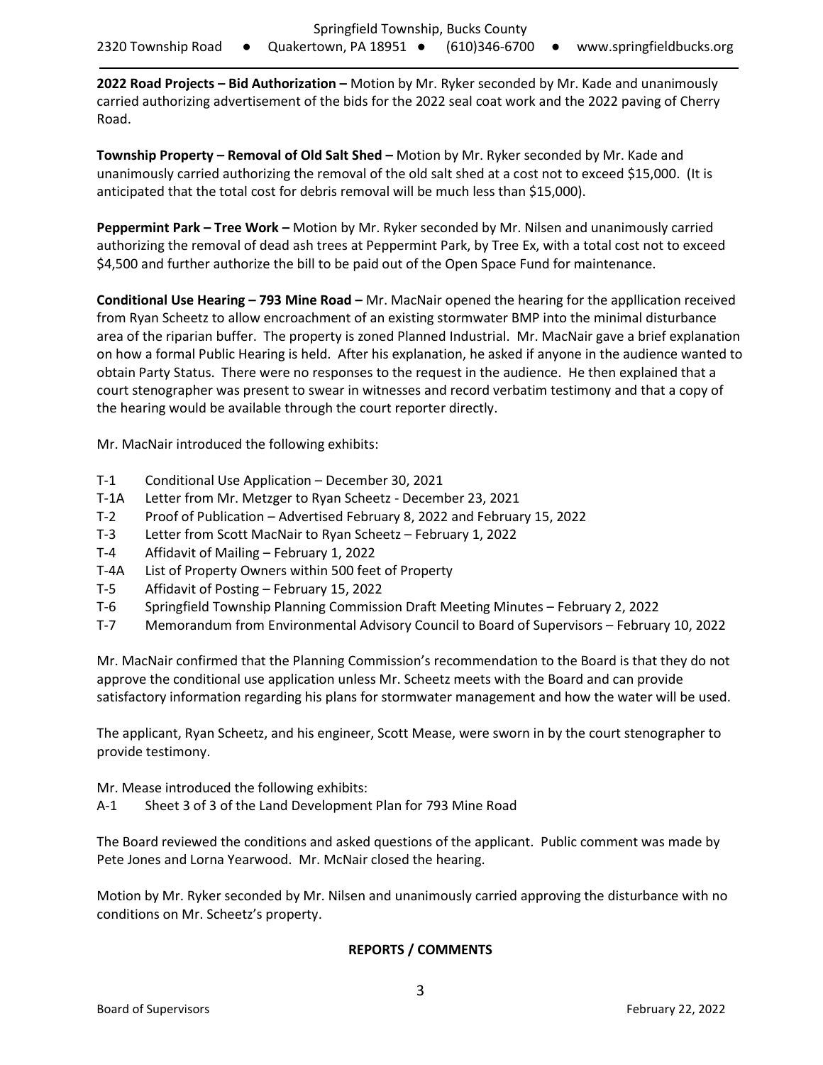**2022 Road Projects – Bid Authorization –** Motion by Mr. Ryker seconded by Mr. Kade and unanimously carried authorizing advertisement of the bids for the 2022 seal coat work and the 2022 paving of Cherry Road.

**Township Property – Removal of Old Salt Shed –** Motion by Mr. Ryker seconded by Mr. Kade and unanimously carried authorizing the removal of the old salt shed at a cost not to exceed $15,000. (It is anticipated that the total cost for debris removal will be much less than $15,000).

**Peppermint Park – Tree Work –** Motion by Mr. Ryker seconded by Mr. Nilsen and unanimously carried authorizing the removal of dead ash trees at Peppermint Park, by Tree Ex, with a total cost not to exceed $4,500 and further authorize the bill to be paid out of the Open Space Fund for maintenance.

**Conditional Use Hearing – 793 Mine Road –** Mr. MacNair opened the hearing for the appllication received from Ryan Scheetz to allow encroachment of an existing stormwater BMP into the minimal disturbance area of the riparian buffer. The property is zoned Planned Industrial. Mr. MacNair gave a brief explanation on how a formal Public Hearing is held. After his explanation, he asked if anyone in the audience wanted to obtain Party Status. There were no responses to the request in the audience. He then explained that a court stenographer was present to swear in witnesses and record verbatim testimony and that a copy of the hearing would be available through the court reporter directly.

Mr. MacNair introduced the following exhibits:

- T-1 Conditional Use Application – December 30, 2021
- T-1A Letter from Mr. Metzger to Ryan Scheetz - December 23, 2021
- T-2 Proof of Publication – Advertised February 8, 2022 and February 15, 2022
- T-3 Letter from Scott MacNair to Ryan Scheetz – February 1, 2022
- T-4 Affidavit of Mailing – February 1, 2022
- T-4A List of Property Owners within 500 feet of Property
- T-5 Affidavit of Posting – February 15, 2022
- T-6 Springfield Township Planning Commission Draft Meeting Minutes – February 2, 2022
- T-7 Memorandum from Environmental Advisory Council to Board of Supervisors – February 10, 2022

Mr. MacNair confirmed that the Planning Commission's recommendation to the Board is that they do not approve the conditional use application unless Mr. Scheetz meets with the Board and can provide satisfactory information regarding his plans for stormwater management and how the water will be used.

The applicant, Ryan Scheetz, and his engineer, Scott Mease, were sworn in by the court stenographer to provide testimony.

Mr. Mease introduced the following exhibits:
- A-1 Sheet 3 of 3 of the Land Development Plan for 793 Mine Road

The Board reviewed the conditions and asked questions of the applicant. Public comment was made by Pete Jones and Lorna Yearwood. Mr. McNair closed the hearing.

Motion by Mr. Ryker seconded by Mr. Nilsen and unanimously carried approving the disturbance with no conditions on Mr. Scheetz's property.

## REPORTS / COMMENTS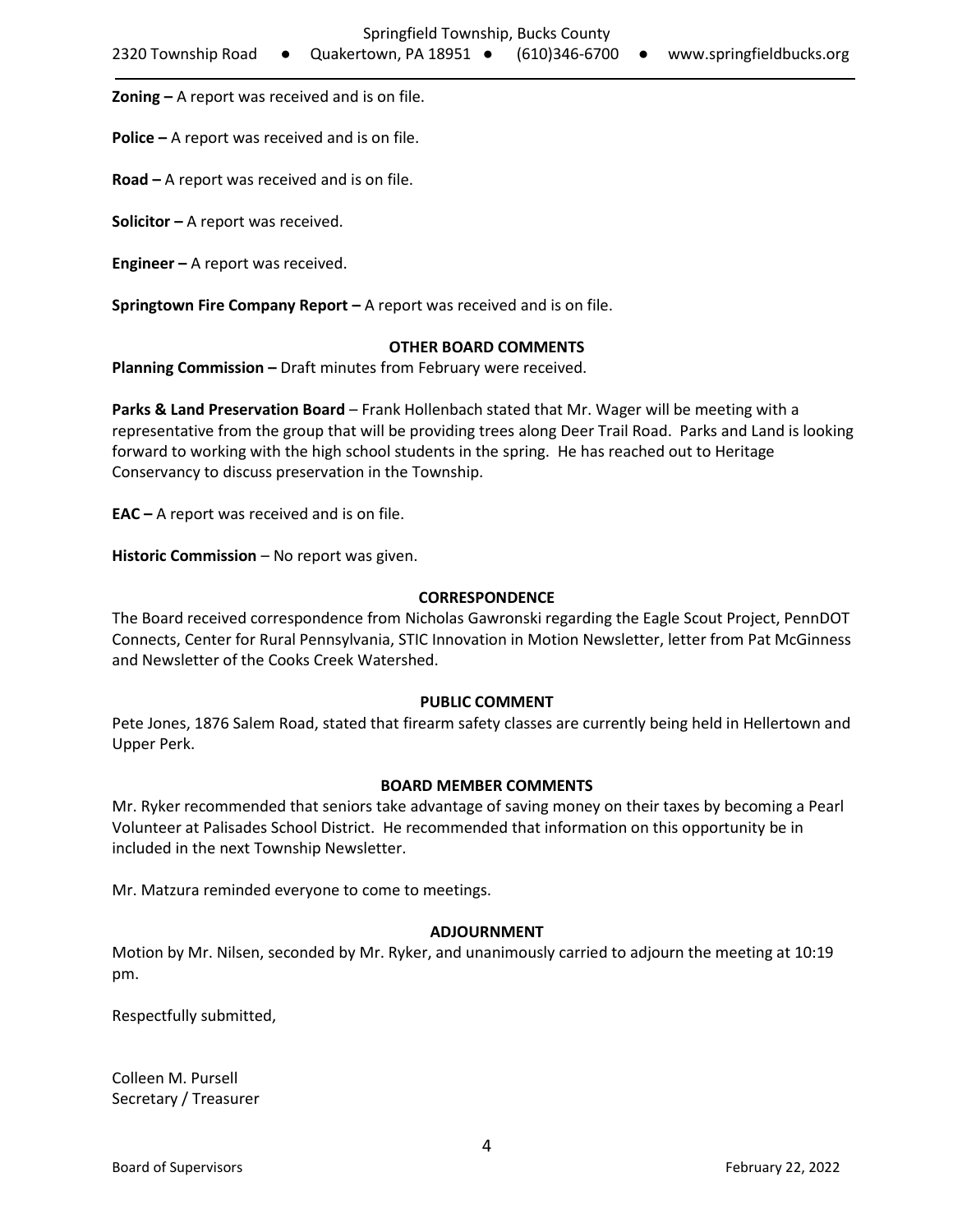**Zoning –** A report was received and is on file.

**Police –** A report was received and is on file.

**Road –** A report was received and is on file.

**Solicitor –** A report was received.

**Engineer –** A report was received.

**Springtown Fire Company Report –** A report was received and is on file.

## OTHER BOARD COMMENTS

**Planning Commission –** Draft minutes from February were received.

**Parks & Land Preservation Board** – Frank Hollenbach stated that Mr. Wager will be meeting with a representative from the group that will be providing trees along Deer Trail Road. Parks and Land is looking forward to working with the high school students in the spring. He has reached out to Heritage Conservancy to discuss preservation in the Township.

**EAC –** A report was received and is on file.

**Historic Commission** – No report was given.

## CORRESPONDENCE

The Board received correspondence from Nicholas Gawronski regarding the Eagle Scout Project, PennDOT Connects, Center for Rural Pennsylvania, STIC Innovation in Motion Newsletter, letter from Pat McGinness and Newsletter of the Cooks Creek Watershed.

## PUBLIC COMMENT

Pete Jones, 1876 Salem Road, stated that firearm safety classes are currently being held in Hellertown and Upper Perk.

## BOARD MEMBER COMMENTS

Mr. Ryker recommended that seniors take advantage of saving money on their taxes by becoming a Pearl Volunteer at Palisades School District. He recommended that information on this opportunity be in included in the next Township Newsletter.

Mr. Matzura reminded everyone to come to meetings.

## ADJOURNMENT

Motion by Mr. Nilsen, seconded by Mr. Ryker, and unanimously carried to adjourn the meeting at 10:19 pm.

Respectfully submitted,

Colleen M. Pursell
Secretary / Treasurer